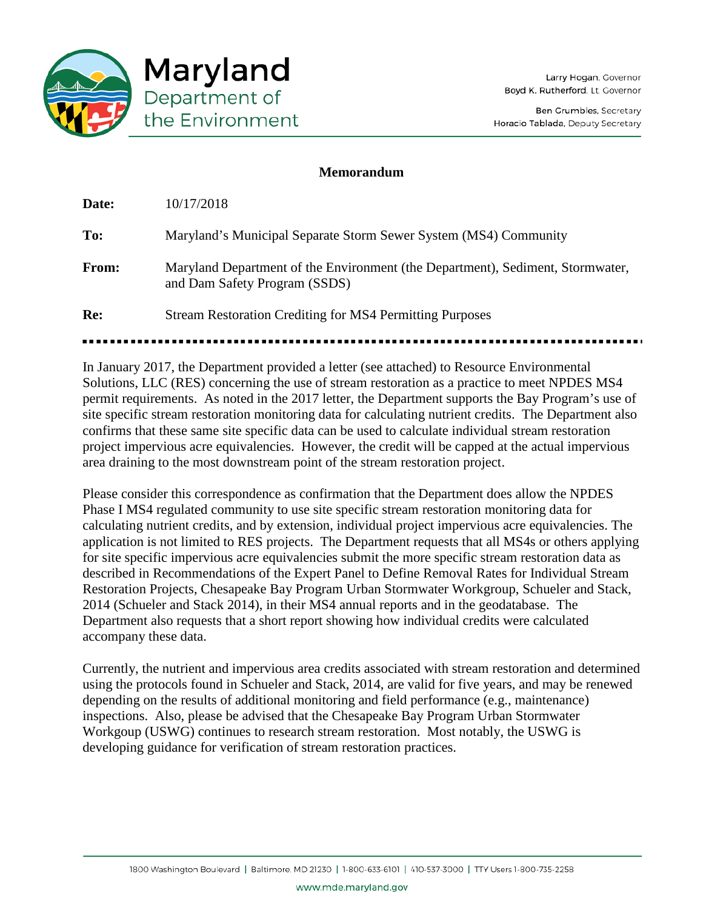Maryland Department of the Environment

Larry Hogan, Governor
Boyd K. Rutherford, Lt. Governor

Ben Grumbles, Secretary
Horacio Tablada, Deputy Secretary

## Memorandum

**Date:** 10/17/2018

**To:** Maryland's Municipal Separate Storm Sewer System (MS4) Community

**From:** Maryland Department of the Environment (the Department), Sediment, Stormwater, and Dam Safety Program (SSDS)

**Re:** Stream Restoration Crediting for MS4 Permitting Purposes

---

In January 2017, the Department provided a letter (see attached) to Resource Environmental Solutions, LLC (RES) concerning the use of stream restoration as a practice to meet NPDES MS4 permit requirements. As noted in the 2017 letter, the Department supports the Bay Program's use of site specific stream restoration monitoring data for calculating nutrient credits. The Department also confirms that these same site specific data can be used to calculate individual stream restoration project impervious acre equivalencies. However, the credit will be capped at the actual impervious area draining to the most downstream point of the stream restoration project.

Please consider this correspondence as confirmation that the Department does allow the NPDES Phase I MS4 regulated community to use site specific stream restoration monitoring data for calculating nutrient credits, and by extension, individual project impervious acre equivalencies. The application is not limited to RES projects. The Department requests that all MS4s or others applying for site specific impervious acre equivalencies submit the more specific stream restoration data as described in Recommendations of the Expert Panel to Define Removal Rates for Individual Stream Restoration Projects, Chesapeake Bay Program Urban Stormwater Workgroup, Schueler and Stack, 2014 (Schueler and Stack 2014), in their MS4 annual reports and in the geodatabase. The Department also requests that a short report showing how individual credits were calculated accompany these data.

Currently, the nutrient and impervious area credits associated with stream restoration and determined using the protocols found in Schueler and Stack, 2014, are valid for five years, and may be renewed depending on the results of additional monitoring and field performance (e.g., maintenance) inspections. Also, please be advised that the Chesapeake Bay Program Urban Stormwater Workgoup (USWG) continues to research stream restoration. Most notably, the USWG is developing guidance for verification of stream restoration practices.

1800 Washington Boulevard | Baltimore, MD 21230 | 1-800-633-6101 | 410-537-3000 | TTY Users 1-800-735-2258

www.mde.maryland.gov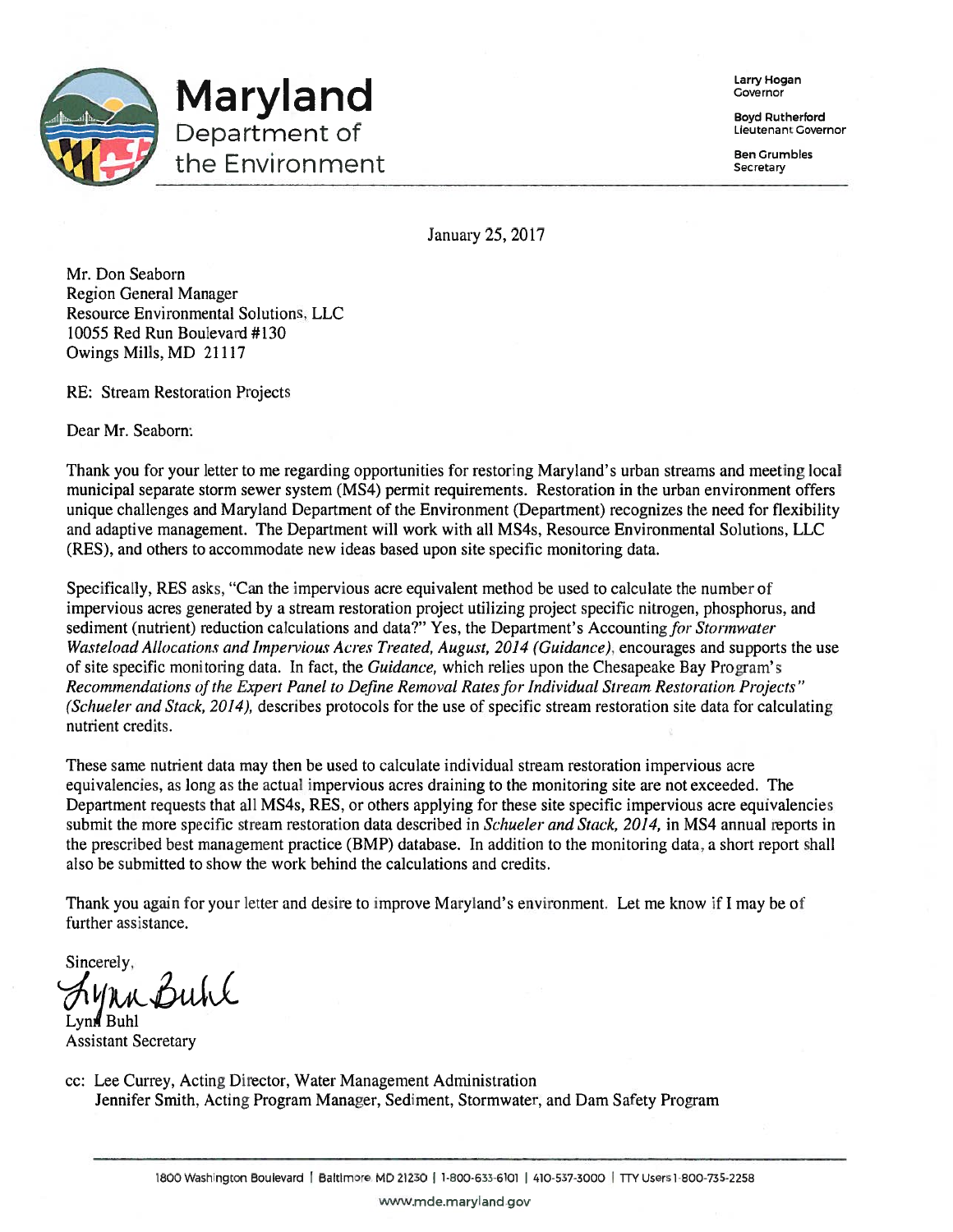# Maryland
Department of the Environment

Larry Hogan
Governor

Boyd Rutherford
Lieutenant Governor

Ben Grumbles
Secretary

January 25, 2017

Mr. Don Seaborn
Region General Manager
Resource Environmental Solutions, LLC
10055 Red Run Boulevard #130
Owings Mills, MD 21117

RE: Stream Restoration Projects

Dear Mr. Seaborn:

Thank you for your letter to me regarding opportunities for restoring Maryland's urban streams and meeting local municipal separate storm sewer system (MS4) permit requirements. Restoration in the urban environment offers unique challenges and Maryland Department of the Environment (Department) recognizes the need for flexibility and adaptive management. The Department will work with all MS4s, Resource Environmental Solutions, LLC (RES), and others to accommodate new ideas based upon site specific monitoring data.

Specifically, RES asks, "Can the impervious acre equivalent method be used to calculate the number of impervious acres generated by a stream restoration project utilizing project specific nitrogen, phosphorus, and sediment (nutrient) reduction calculations and data?" Yes, the Department's Accounting *for Stormwater Wasteload Allocations and Impervious Acres Treated, August, 2014 (Guidance)*, encourages and supports the use of site specific monitoring data. In fact, the *Guidance,* which relies upon the Chesapeake Bay Program's *Recommendations of the Expert Panel to Define Removal Rates for Individual Stream Restoration Projects" (Schueler and Stack, 2014),* describes protocols for the use of specific stream restoration site data for calculating nutrient credits.

These same nutrient data may then be used to calculate individual stream restoration impervious acre equivalencies, as long as the actual impervious acres draining to the monitoring site are not exceeded. The Department requests that all MS4s, RES, or others applying for these site specific impervious acre equivalencies submit the more specific stream restoration data described in *Schueler and Stack, 2014,* in MS4 annual reports in the prescribed best management practice (BMP) database. In addition to the monitoring data, a short report shall also be submitted to show the work behind the calculations and credits.

Thank you again for your letter and desire to improve Maryland's environment. Let me know if I may be of further assistance.

Sincerely,

Lynn Buhl
Assistant Secretary

cc: Lee Currey, Acting Director, Water Management Administration
Jennifer Smith, Acting Program Manager, Sediment, Stormwater, and Dam Safety Program

1800 Washington Boulevard | Baltimore MD 21230 | 1-800-633-6101 | 410-537-3000 | TTY Users 1-800-735-2258

www.mde.maryland.gov